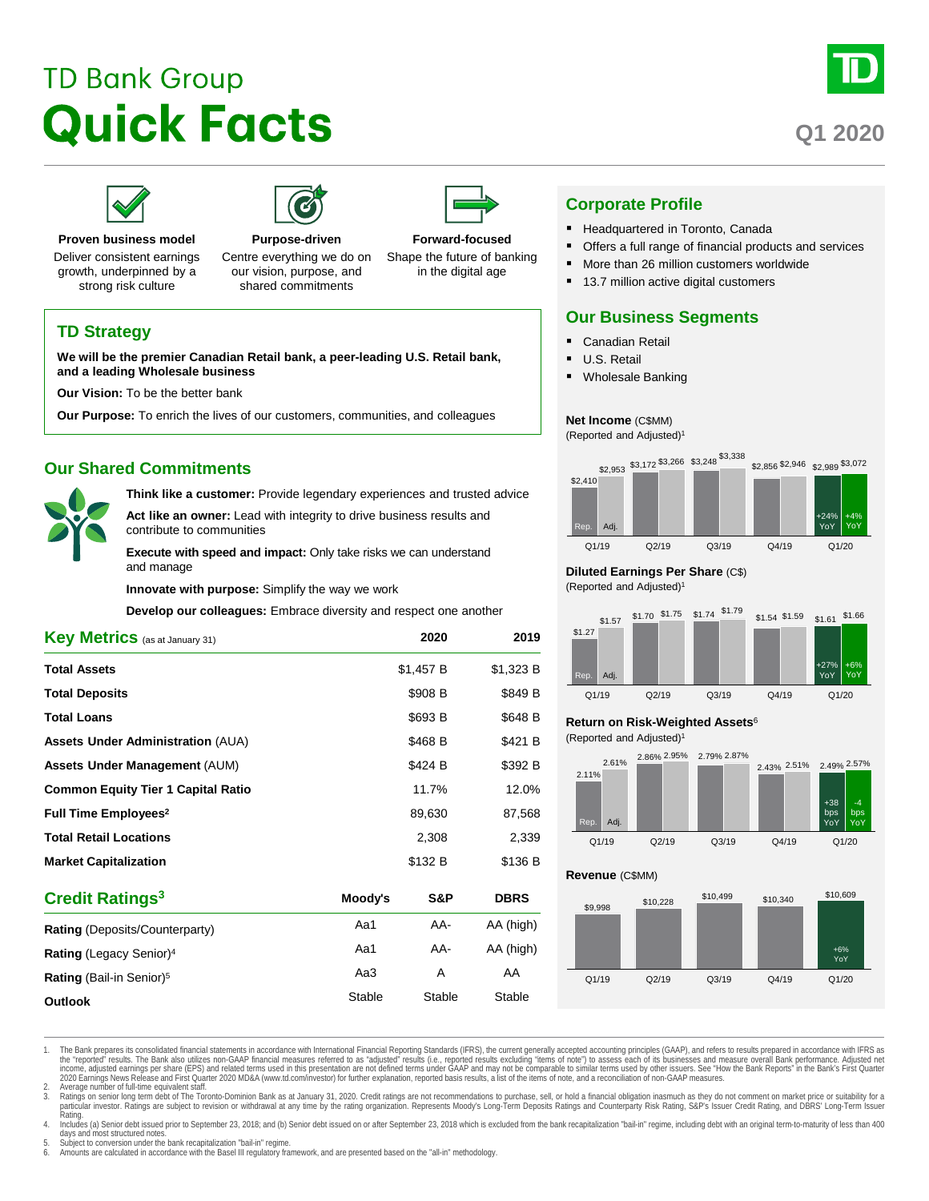# TD Bank Group

# Quick Facts

Q1 2020

**Proven business model**
Deliver consistent earnings growth, underpinned by a strong risk culture

**Purpose-driven**
Centre everything we do on our vision, purpose, and shared commitments

**Forward-focused**
Shape the future of banking in the digital age

## TD Strategy

**We will be the premier Canadian Retail bank, a peer-leading U.S. Retail bank, and a leading Wholesale business**

**Our Vision:** To be the better bank

**Our Purpose:** To enrich the lives of our customers, communities, and colleagues

## Our Shared Commitments

**Think like a customer:** Provide legendary experiences and trusted advice

**Act like an owner:** Lead with integrity to drive business results and contribute to communities

**Execute with speed and impact:** Only take risks we can understand and manage

**Innovate with purpose:** Simplify the way we work

**Develop our colleagues:** Embrace diversity and respect one another

## Key Metrics (as at January 31)

| | 2020 | 2019 |
|---|---|---|
| **Total Assets** | $1,457 B | $1,323 B |
| **Total Deposits** | $908 B | $849 B |
| **Total Loans** | $693 B | $648 B |
| **Assets Under Administration** (AUA) | $468 B | $421 B |
| **Assets Under Management** (AUM) | $424 B | $392 B |
| **Common Equity Tier 1 Capital Ratio** | 11.7% | 12.0% |
| **Full Time Employees**[2] | 89,630 | 87,568 |
| **Total Retail Locations** | 2,308 | 2,339 |
| **Market Capitalization** | $132 B | $136 B |

## Credit Ratings[3]

| | Moody's | S&P | DBRS |
|---|---|---|---|
| **Rating** (Deposits/Counterparty) | Aa1 | AA- | AA (high) |
| **Rating** (Legacy Senior)[4] | Aa1 | AA- | AA (high) |
| **Rating** (Bail-in Senior)[5] | Aa3 | A | AA |
| **Outlook** | Stable | Stable | Stable |

## Corporate Profile

- Headquartered in Toronto, Canada
- Offers a full range of financial products and services
- More than 26 million customers worldwide
- 13.7 million active digital customers

## Our Business Segments

- Canadian Retail
- U.S. Retail
- Wholesale Banking

**Net Income** (C$MM)
(Reported and Adjusted)[1]

| | Q1/19 | Q2/19 | Q3/19 | Q4/19 | Q1/20 |
|---|---|---|---|---|---|
| Rep. | $2,410 | $3,172 | $3,248 | $2,856 | $2,989 (+24% YoY) |
| Adj. | $2,953 | $3,266 | $3,338 | $2,946 | $3,072 (+4% YoY) |

**Diluted Earnings Per Share** (C$)
(Reported and Adjusted)[1]

| | Q1/19 | Q2/19 | Q3/19 | Q4/19 | Q1/20 |
|---|---|---|---|---|---|
| Rep. | $1.27 | $1.70 | $1.74 | $1.54 | $1.61 (+27% YoY) |
| Adj. | $1.57 | $1.75 | $1.79 | $1.59 | $1.66 (+6% YoY) |

**Return on Risk-Weighted Assets**[6]
(Reported and Adjusted)[1]

| | Q1/19 | Q2/19 | Q3/19 | Q4/19 | Q1/20 |
|---|---|---|---|---|---|
| Rep. | 2.11% | 2.86% | 2.79% | 2.43% | 2.49% (+38 bps YoY) |
| Adj. | 2.61% | 2.95% | 2.87% | 2.51% | 2.57% (-4 bps YoY) |

**Revenue** (C$MM)

| Q1/19 | Q2/19 | Q3/19 | Q4/19 | Q1/20 |
|---|---|---|---|---|
| $9,998 | $10,228 | $10,499 | $10,340 | $10,609 (+6% YoY) |

1. The Bank prepares its consolidated financial statements in accordance with International Financial Reporting Standards (IFRS), the current generally accepted accounting principles (GAAP), and refers to results prepared in accordance with IFRS as the "reported" results. The Bank also utilizes non-GAAP financial measures referred to as "adjusted" results (i.e., reported results excluding "items of note") to assess each of its businesses and measure overall Bank performance. Adjusted net income, adjusted earnings per share (EPS) and related terms used in this presentation are not defined terms under GAAP and may not be comparable to similar terms used by other issuers. See "How the Bank Reports" in the Bank's First Quarter 2020 Earnings News Release and First Quarter 2020 MD&A (www.td.com/investor) for further explanation, reported basis results, a list of the items of note, and a reconciliation of non-GAAP measures.
2. Average number of full-time equivalent staff.
3. Ratings on senior long term debt of The Toronto-Dominion Bank as at January 31, 2020. Credit ratings are not recommendations to purchase, sell, or hold a financial obligation inasmuch as they do not comment on market price or suitability for a particular investor. Ratings are subject to revision or withdrawal at any time by the rating organization. Represents Moody's Long-Term Deposits Ratings and Counterparty Risk Rating, S&P's Issuer Credit Rating, and DBRS' Long-Term Issuer Rating.
4. Includes (a) Senior debt issued prior to September 23, 2018; and (b) Senior debt issued on or after September 23, 2018 which is excluded from the bank recapitalization "bail-in" regime, including debt with an original term-to-maturity of less than 400 days and most structured notes.
5. Subject to conversion under the bank recapitalization "bail-in" regime.
6. Amounts are calculated in accordance with the Basel III regulatory framework, and are presented based on the "all-in" methodology.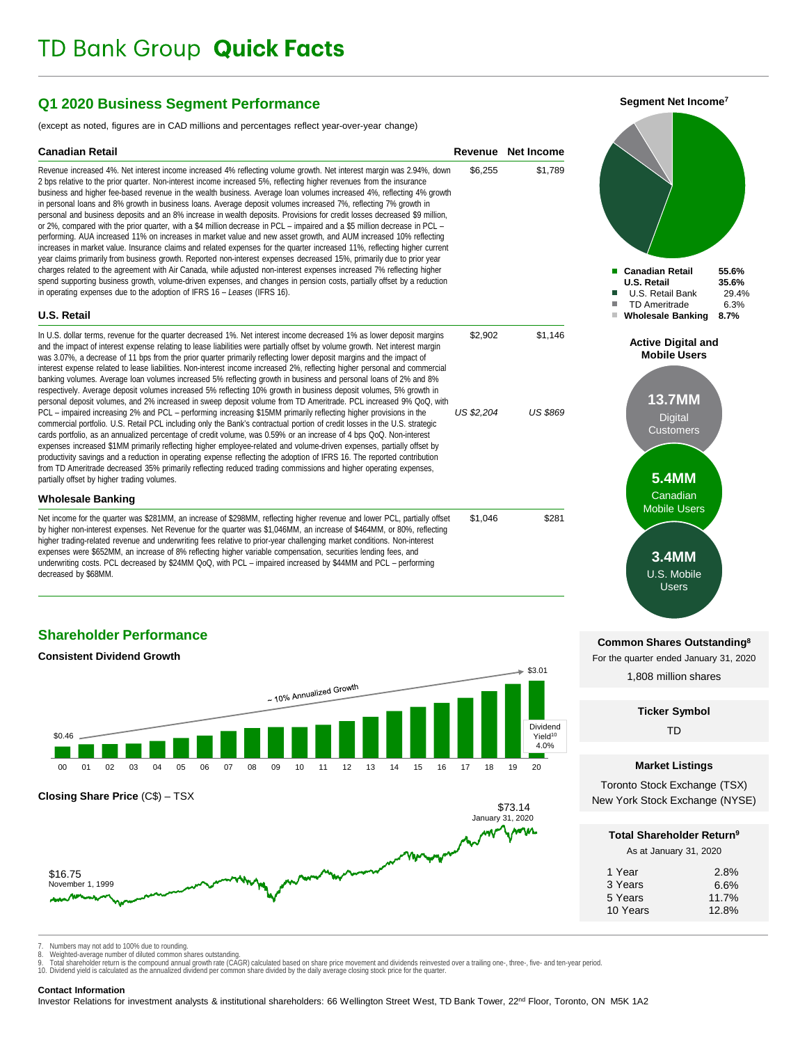# TD Bank Group **Quick Facts**

## Q1 2020 Business Segment Performance

(except as noted, figures are in CAD millions and percentages reflect year-over-year change)

| | Revenue | Net Income |
|---|---|---|
| **Canadian Retail** | | |
| Revenue increased 4%. Net interest income increased 4% reflecting volume growth. Net interest margin was 2.94%, down 2 bps relative to the prior quarter. Non-interest income increased 5%, reflecting higher revenues from the insurance business and higher fee-based revenue in the wealth business. Average loan volumes increased 4%, reflecting 4% growth in personal loans and 8% growth in business loans. Average deposit volumes increased 7%, reflecting 7% growth in personal and business deposits and an 8% increase in wealth deposits. Provisions for credit losses decreased $9 million, or 2%, compared with the prior quarter, with a $4 million decrease in PCL – impaired and a $5 million decrease in PCL – performing. AUA increased 11% on increases in market value and new asset growth, and AUM increased 10% reflecting increases in market value. Insurance claims and related expenses for the quarter increased 11%, reflecting higher current year claims primarily from business growth. Reported non-interest expenses decreased 15%, primarily due to prior year charges related to the agreement with Air Canada, while adjusted non-interest expenses increased 7% reflecting higher spend supporting business growth, volume-driven expenses, and changes in pension costs, partially offset by a reduction in operating expenses due to the adoption of IFRS 16 – *Leases* (IFRS 16). | $6,255 | $1,789 |
| **U.S. Retail** | | |
| In U.S. dollar terms, revenue for the quarter decreased 1%. Net interest income decreased 1% as lower deposit margins and the impact of interest expense relating to lease liabilities were partially offset by volume growth. Net interest margin was 3.07%, a decrease of 11 bps from the prior quarter primarily reflecting lower deposit margins and the impact of interest expense related to lease liabilities. Non-interest income increased 2%, reflecting higher personal and commercial banking volumes. Average loan volumes increased 5% reflecting growth in business and personal loans of 2% and 8% respectively. Average deposit volumes increased 5% reflecting 10% growth in business deposit volumes, 5% growth in personal deposit volumes, and 2% increased in sweep deposit volume from TD Ameritrade. PCL increased 9% QoQ, with PCL – impaired increasing 2% and PCL – performing increasing $15MM primarily reflecting higher provisions in the commercial portfolio. U.S. Retail PCL including only the Bank's contractual portion of credit losses in the U.S. strategic cards portfolio, as an annualized percentage of credit volume, was 0.59% or an increase of 4 bps QoQ. Non-interest expenses increased $1MM primarily reflecting higher employee-related and volume-driven expenses, partially offset by productivity savings and a reduction in operating expense reflecting the adoption of IFRS 16. The reported contribution from TD Ameritrade decreased 35% primarily reflecting reduced trading commissions and higher operating expenses, partially offset by higher trading volumes. | $2,902<br>*US $2,204* | $1,146<br>*US $869* |
| **Wholesale Banking** | | |
| Net income for the quarter was $281MM, an increase of $298MM, reflecting higher revenue and lower PCL, partially offset by higher non-interest expenses. Net Revenue for the quarter was $1,046MM, an increase of $464MM, or 80%, reflecting higher trading-related revenue and underwriting fees relative to prior-year challenging market conditions. Non-interest expenses were $652MM, an increase of 8% reflecting higher variable compensation, securities lending fees, and underwriting costs. PCL decreased by $24MM QoQ, with PCL – impaired increased by $44MM and PCL – performing decreased by $68MM. | $1,046 | $281 |

### Segment Net Income[7]

- Canadian Retail 55.6%
- U.S. Retail 35.6%
  - U.S. Retail Bank 29.4%
  - TD Ameritrade 6.3%
- Wholesale Banking 8.7%

### Active Digital and Mobile Users

13.7MM Digital Customers

5.4MM Canadian Mobile Users

3.4MM U.S. Mobile Users

## Shareholder Performance

### Consistent Dividend Growth

$0.46

~ 10% Annualized Growth

$3.01

Dividend Yield[10] 4.0%

00 01 02 03 04 05 06 07 08 09 10 11 12 13 14 15 16 17 18 19 20

### Closing Share Price (C$) – TSX

$16.75
November 1, 1999

$73.14
January 31, 2020

### Common Shares Outstanding[8]

For the quarter ended January 31, 2020

1,808 million shares

### Ticker Symbol

TD

### Market Listings

Toronto Stock Exchange (TSX)
New York Stock Exchange (NYSE)

### Total Shareholder Return[9]

As at January 31, 2020

| | |
|---|---|
| 1 Year | 2.8% |
| 3 Years | 6.6% |
| 5 Years | 11.7% |
| 10 Years | 12.8% |

7. Numbers may not add to 100% due to rounding.
8. Weighted-average number of diluted common shares outstanding.
9. Total shareholder return is the compound annual growth rate (CAGR) calculated based on share price movement and dividends reinvested over a trailing one-, three-, five- and ten-year period.
10. Dividend yield is calculated as the annualized dividend per common share divided by the daily average closing stock price for the quarter.

**Contact Information**

Investor Relations for investment analysts & institutional shareholders: 66 Wellington Street West, TD Bank Tower, 22nd Floor, Toronto, ON M5K 1A2